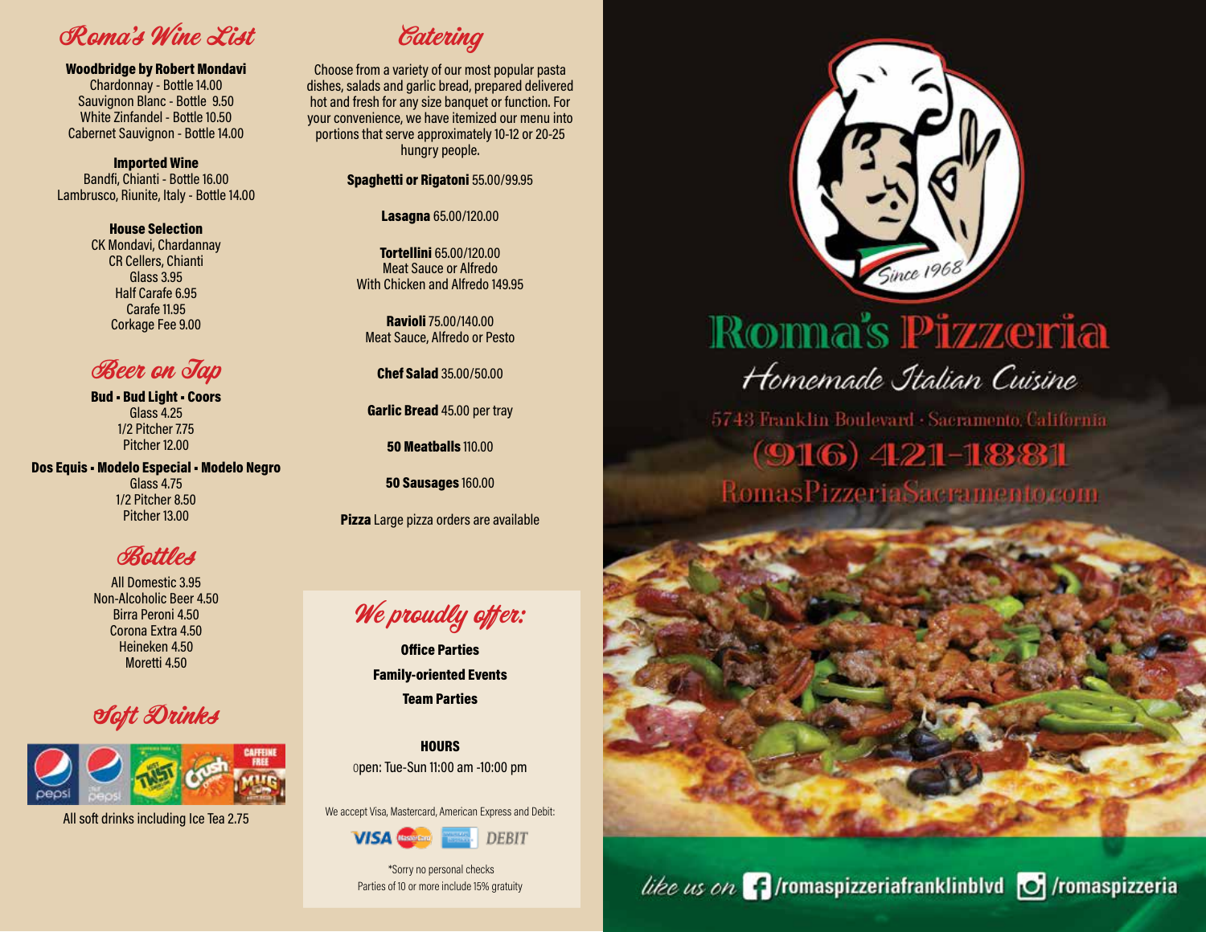## Roma's Wine List

**Woodbridge by Robert Mondavi**
Chardonnay - Bottle 14.00
Sauvignon Blanc - Bottle 9.50
White Zinfandel - Bottle 10.50
Cabernet Sauvignon - Bottle 14.00

**Imported Wine**
Bandfi, Chianti - Bottle 16.00
Lambrusco, Riunite, Italy - Bottle 14.00

**House Selection**
CK Mondavi, Chardannay
CR Cellers, Chianti
Glass 3.95
Half Carafe 6.95
Carafe 11.95
Corkage Fee 9.00

## Beer on Tap

**Bud • Bud Light • Coors**
Glass 4.25
1/2 Pitcher 7.75
Pitcher 12.00

**Dos Equis • Modelo Especial • Modelo Negro**
Glass 4.75
1/2 Pitcher 8.50
Pitcher 13.00

## Bottles

All Domestic 3.95
Non-Alcoholic Beer 4.50
Birra Peroni 4.50
Corona Extra 4.50
Heineken 4.50
Moretti 4.50

## Soft Drinks

All soft drinks including Ice Tea 2.75

## Catering

Choose from a variety of our most popular pasta dishes, salads and garlic bread, prepared delivered hot and fresh for any size banquet or function. For your convenience, we have itemized our menu into portions that serve approximately 10-12 or 20-25 hungry people.

**Spaghetti or Rigatoni** 55.00/99.95

**Lasagna** 65.00/120.00

**Tortellini** 65.00/120.00
Meat Sauce or Alfredo
With Chicken and Alfredo 149.95

**Ravioli** 75.00/140.00
Meat Sauce, Alfredo or Pesto

**Chef Salad** 35.00/50.00

**Garlic Bread** 45.00 per tray

**50 Meatballs** 110.00

**50 Sausages** 160.00

**Pizza** Large pizza orders are available

## We proudly offer:

**Office Parties**
**Family-oriented Events**
**Team Parties**

**HOURS**
Open: Tue-Sun 11:00 am -10:00 pm

We accept Visa, Mastercard, American Express and Debit:

VISA DEBIT

*Sorry no personal checks
Parties of 10 or more include 15% gratuity

Since 1968

# Roma's Pizzeria

Homemade Italian Cuisine

5743 Franklin Boulevard · Sacramento, California

(916) 421-1881

RomasPizzeriaSacramento.com

like us on /romaspizzeriafranklinblvd /romaspizzeria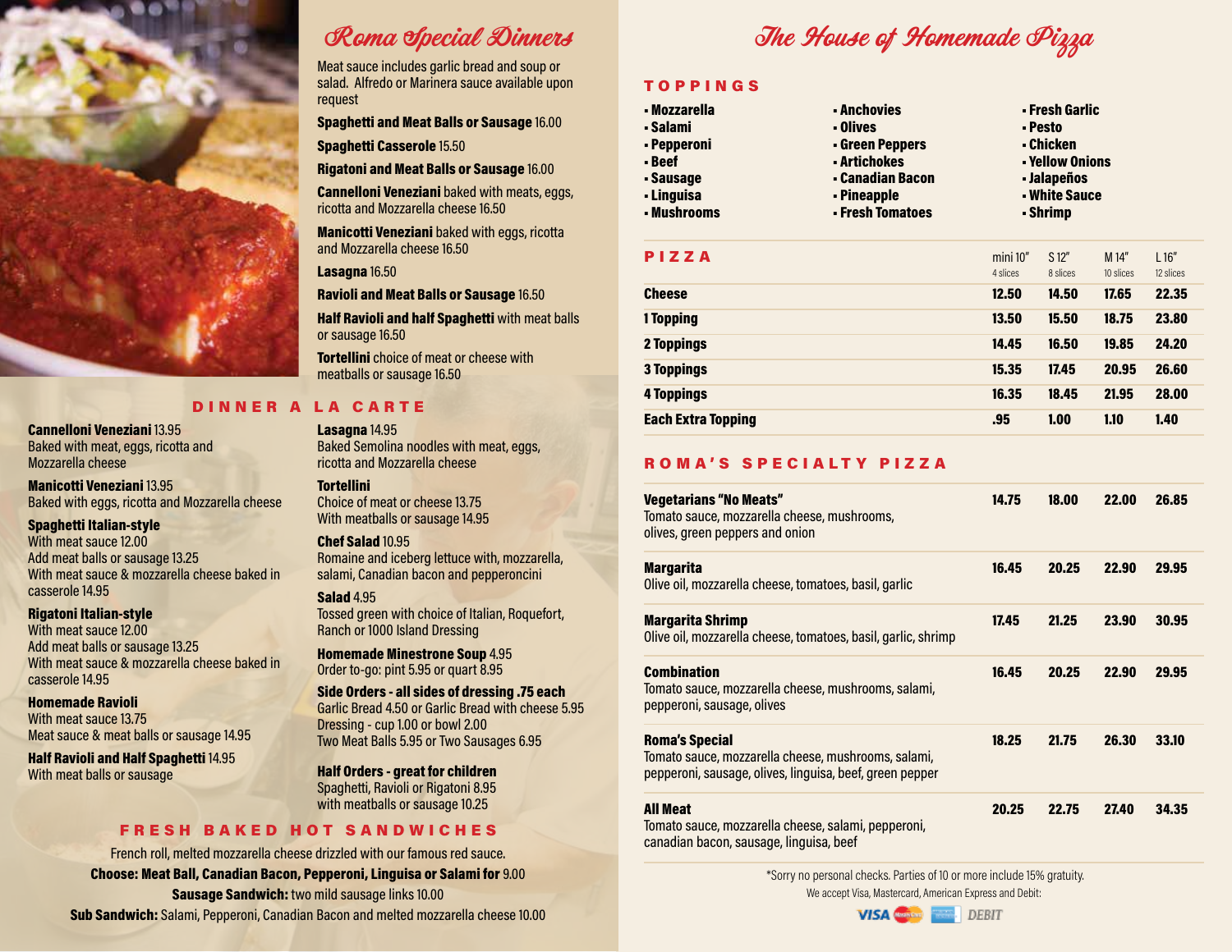## Roma Special Dinners

Meat sauce includes garlic bread and soup or salad. Alfredo or Marinera sauce available upon request

**Spaghetti and Meat Balls or Sausage** 16.00

**Spaghetti Casserole** 15.50

**Rigatoni and Meat Balls or Sausage** 16.00

**Cannelloni Veneziani** baked with meats, eggs, ricotta and Mozzarella cheese 16.50

**Manicotti Veneziani** baked with eggs, ricotta and Mozzarella cheese 16.50

**Lasagna** 16.50

**Ravioli and Meat Balls or Sausage** 16.50

**Half Ravioli and half Spaghetti** with meat balls or sausage 16.50

**Tortellini** choice of meat or cheese with meatballs or sausage 16.50

## DINNER A LA CARTE

**Cannelloni Veneziani** 13.95
Baked with meat, eggs, ricotta and Mozzarella cheese

**Manicotti Veneziani** 13.95
Baked with eggs, ricotta and Mozzarella cheese

**Spaghetti Italian-style**
With meat sauce 12.00
Add meat balls or sausage 13.25
With meat sauce & mozzarella cheese baked in casserole 14.95

**Rigatoni Italian-style**
With meat sauce 12.00
Add meat balls or sausage 13.25
With meat sauce & mozzarella cheese baked in casserole 14.95

**Homemade Ravioli**
With meat sauce 13.75
Meat sauce & meat balls or sausage 14.95

**Half Ravioli and Half Spaghetti** 14.95
With meat balls or sausage

**Lasagna** 14.95
Baked Semolina noodles with meat, eggs, ricotta and Mozzarella cheese

**Tortellini**
Choice of meat or cheese 13.75
With meatballs or sausage 14.95

**Chef Salad** 10.95
Romaine and iceberg lettuce with, mozzarella, salami, Canadian bacon and pepperoncini

**Salad** 4.95
Tossed green with choice of Italian, Roquefort, Ranch or 1000 Island Dressing

**Homemade Minestrone Soup** 4.95
Order to-go: pint 5.95 or quart 8.95

**Side Orders - all sides of dressing .75 each**
Garlic Bread 4.50 or Garlic Bread with cheese 5.95
Dressing - cup 1.00 or bowl 2.00
Two Meat Balls 5.95 or Two Sausages 6.95

**Half Orders - great for children**
Spaghetti, Ravioli or Rigatoni 8.95
with meatballs or sausage 10.25

## FRESH BAKED HOT SANDWICHES

French roll, melted mozzarella cheese drizzled with our famous red sauce.

**Choose: Meat Ball, Canadian Bacon, Pepperoni, Linguisa or Salami for** 9.00

**Sausage Sandwich:** two mild sausage links 10.00

**Sub Sandwich:** Salami, Pepperoni, Canadian Bacon and melted mozzarella cheese 10.00

# The House of Homemade Pizza

## TOPPINGS

- Mozzarella
- Salami
- Pepperoni
- Beef
- Sausage
- Linguisa
- Mushrooms
- Anchovies
- Olives
- Green Peppers
- Artichokes
- Canadian Bacon
- Pineapple
- Fresh Tomatoes
- Fresh Garlic
- Pesto
- Chicken
- Yellow Onions
- Jalapeños
- White Sauce
- Shrimp

## PIZZA

| PIZZA | mini 10" 4 slices | S 12" 8 slices | M 14" 10 slices | L 16" 12 slices |
|---|---|---|---|---|
| Cheese | 12.50 | 14.50 | 17.65 | 22.35 |
| 1 Topping | 13.50 | 15.50 | 18.75 | 23.80 |
| 2 Toppings | 14.45 | 16.50 | 19.85 | 24.20 |
| 3 Toppings | 15.35 | 17.45 | 20.95 | 26.60 |
| 4 Toppings | 16.35 | 18.45 | 21.95 | 28.00 |
| Each Extra Topping | .95 | 1.00 | 1.10 | 1.40 |

## ROMA'S SPECIALTY PIZZA

| | mini 10" | S 12" | M 14" | L 16" |
|---|---|---|---|---|
| **Vegetarians "No Meats"** Tomato sauce, mozzarella cheese, mushrooms, olives, green peppers and onion | 14.75 | 18.00 | 22.00 | 26.85 |
| **Margarita** Olive oil, mozzarella cheese, tomatoes, basil, garlic | 16.45 | 20.25 | 22.90 | 29.95 |
| **Margarita Shrimp** Olive oil, mozzarella cheese, tomatoes, basil, garlic, shrimp | 17.45 | 21.25 | 23.90 | 30.95 |
| **Combination** Tomato sauce, mozzarella cheese, mushrooms, salami, pepperoni, sausage, olives | 16.45 | 20.25 | 22.90 | 29.95 |
| **Roma's Special** Tomato sauce, mozzarella cheese, mushrooms, salami, pepperoni, sausage, olives, linguisa, beef, green pepper | 18.25 | 21.75 | 26.30 | 33.10 |
| **All Meat** Tomato sauce, mozzarella cheese, salami, pepperoni, canadian bacon, sausage, linguisa, beef | 20.25 | 22.75 | 27.40 | 34.35 |

*Sorry no personal checks. Parties of 10 or more include 15% gratuity.

We accept Visa, Mastercard, American Express and Debit:

VISA DEBIT